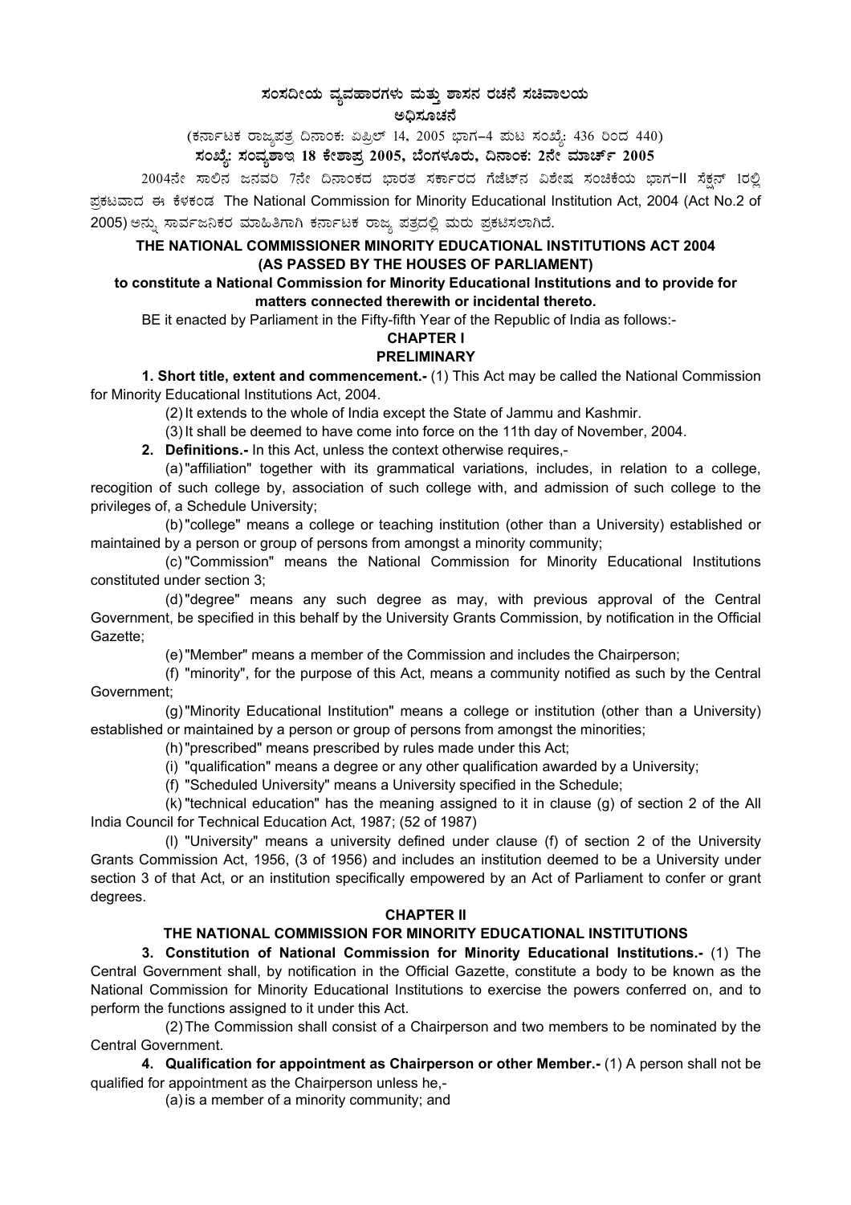# ಸಂಸದೀಯ ವ್ಯವಹಾರಗಳು ಮತ್ತು ಶಾಸನ ರಚನೆ ಸಚಿವಾಲಯ

## ಅಧಿಸೂಚನೆ

(ಕರ್ನಾಟಕ ರಾಜ್ಯಪತ್ರ ದಿನಾಂಕ: ಏಪ್ರಿಲ್ 14, 2005 ಭಾಗ–4 ಪುಟ ಸಂಖ್ಯೆ: 436 ರಿಂದ 440)

**ಸಂಖ್ಯೆ: ಸಂವ್ಯಶಾಇ 18 ಕೇಶಾಪ್ರ 2005, ಬೆಂಗಳೂರು, ದಿನಾಂಕ: 2ನೇ ಮಾರ್ಚ್ 2005**

2004ನೇ ಸಾಲಿನ ಜನವರಿ 7ನೇ ದಿನಾಂಕದ ಭಾರತ ಸರ್ಕಾರದ ಗೆಜೆಟ್‌ನ ವಿಶೇಷ ಸಂಚಿಕೆಯ ಭಾಗ-II ಸೆಕ್ಷನ್ 1ರಲ್ಲಿ ಪ್ರಕಟವಾದ ಈ ಕೆಳಕಂಡ The National Commission for Minority Educational Institution Act, 2004 (Act No.2 of 2005) ಅನ್ನು ಸಾರ್ವಜನಿಕರ ಮಾಹಿತಿಗಾಗಿ ಕರ್ನಾಟಕ ರಾಜ್ಯ ಪತ್ರದಲ್ಲಿ ಮರು ಪ್ರಕಟಿಸಲಾಗಿದೆ.

**THE NATIONAL COMMISSIONER MINORITY EDUCATIONAL INSTITUTIONS ACT 2004 (AS PASSED BY THE HOUSES OF PARLIAMENT)**

**to constitute a National Commission for Minority Educational Institutions and to provide for matters connected therewith or incidental thereto.**

BE it enacted by Parliament in the Fifty-fifth Year of the Republic of India as follows:-

## CHAPTER I
## PRELIMINARY

**1. Short title, extent and commencement.-** (1) This Act may be called the National Commission for Minority Educational Institutions Act, 2004.

(2) It extends to the whole of India except the State of Jammu and Kashmir.

(3) It shall be deemed to have come into force on the 11th day of November, 2004.

**2. Definitions.-** In this Act, unless the context otherwise requires,-

(a) "affiliation" together with its grammatical variations, includes, in relation to a college, recognition of such college by, association of such college with, and admission of such college to the privileges of, a Schedule University;

(b) "college" means a college or teaching institution (other than a University) established or maintained by a person or group of persons from amongst a minority community;

(c) "Commission" means the National Commission for Minority Educational Institutions constituted under section 3;

(d) "degree" means any such degree as may, with previous approval of the Central Government, be specified in this behalf by the University Grants Commission, by notification in the Official Gazette;

(e) "Member" means a member of the Commission and includes the Chairperson;

(f) "minority", for the purpose of this Act, means a community notified as such by the Central Government;

(g) "Minority Educational Institution" means a college or institution (other than a University) established or maintained by a person or group of persons from amongst the minorities;

(h) "prescribed" means prescribed by rules made under this Act;

(i) "qualification" means a degree or any other qualification awarded by a University;

(f) "Scheduled University" means a University specified in the Schedule;

(k) "technical education" has the meaning assigned to it in clause (g) of section 2 of the All India Council for Technical Education Act, 1987; (52 of 1987)

(l) "University" means a university defined under clause (f) of section 2 of the University Grants Commission Act, 1956, (3 of 1956) and includes an institution deemed to be a University under section 3 of that Act, or an institution specifically empowered by an Act of Parliament to confer or grant degrees.

## CHAPTER II
## THE NATIONAL COMMISSION FOR MINORITY EDUCATIONAL INSTITUTIONS

**3. Constitution of National Commission for Minority Educational Institutions.-** (1) The Central Government shall, by notification in the Official Gazette, constitute a body to be known as the National Commission for Minority Educational Institutions to exercise the powers conferred on, and to perform the functions assigned to it under this Act.

(2) The Commission shall consist of a Chairperson and two members to be nominated by the Central Government.

**4. Qualification for appointment as Chairperson or other Member.-** (1) A person shall not be qualified for appointment as the Chairperson unless he,-

(a) is a member of a minority community; and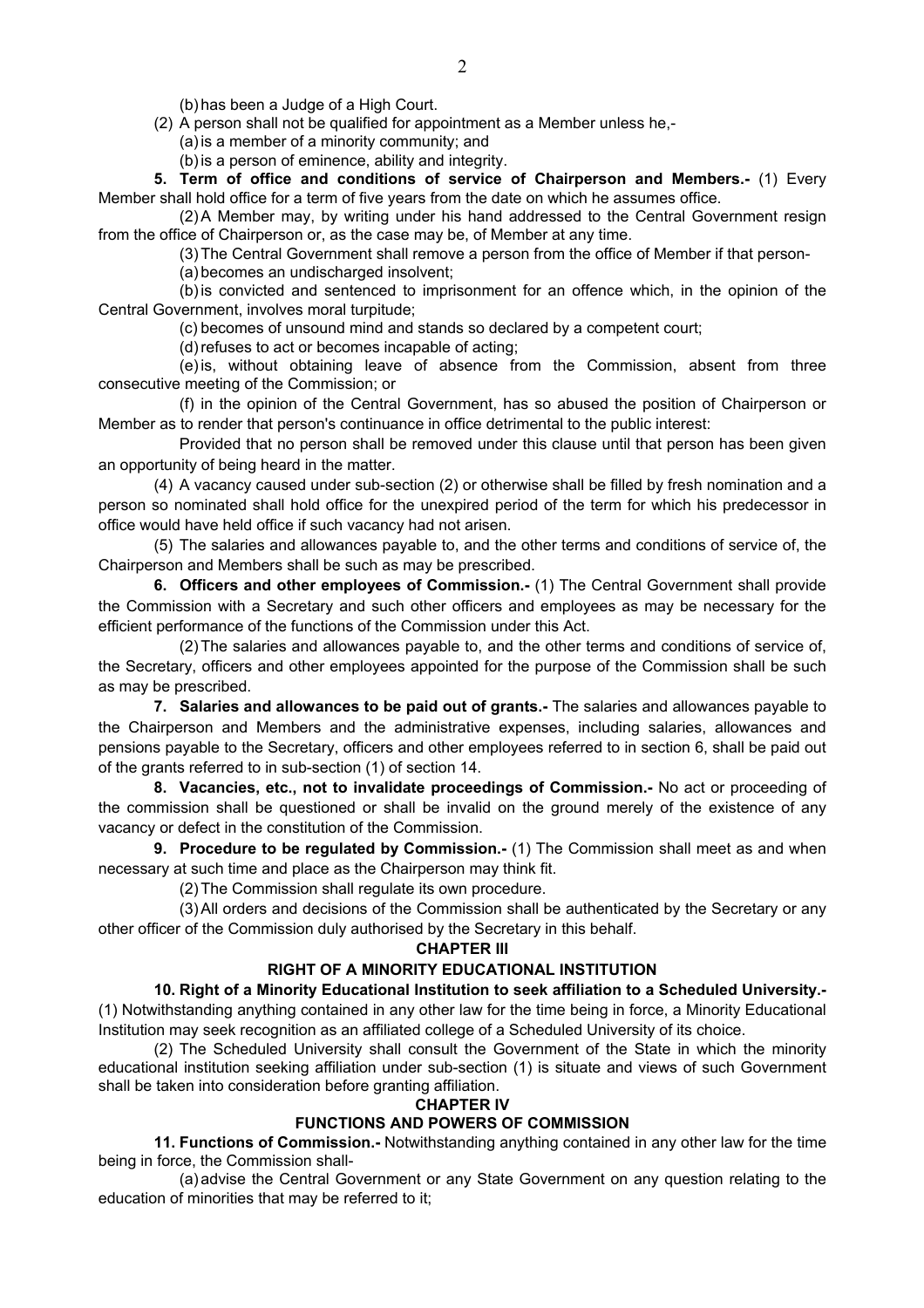(b) has been a Judge of a High Court.

(2) A person shall not be qualified for appointment as a Member unless he,-

(a) is a member of a minority community; and

(b) is a person of eminence, ability and integrity.

**5. Term of office and conditions of service of Chairperson and Members.-** (1) Every Member shall hold office for a term of five years from the date on which he assumes office.

(2) A Member may, by writing under his hand addressed to the Central Government resign from the office of Chairperson or, as the case may be, of Member at any time.

(3) The Central Government shall remove a person from the office of Member if that person-

(a) becomes an undischarged insolvent;

(b) is convicted and sentenced to imprisonment for an offence which, in the opinion of the Central Government, involves moral turpitude;

(c) becomes of unsound mind and stands so declared by a competent court;

(d) refuses to act or becomes incapable of acting;

(e) is, without obtaining leave of absence from the Commission, absent from three consecutive meeting of the Commission; or

(f) in the opinion of the Central Government, has so abused the position of Chairperson or Member as to render that person's continuance in office detrimental to the public interest:

Provided that no person shall be removed under this clause until that person has been given an opportunity of being heard in the matter.

(4) A vacancy caused under sub-section (2) or otherwise shall be filled by fresh nomination and a person so nominated shall hold office for the unexpired period of the term for which his predecessor in office would have held office if such vacancy had not arisen.

(5) The salaries and allowances payable to, and the other terms and conditions of service of, the Chairperson and Members shall be such as may be prescribed.

**6. Officers and other employees of Commission.-** (1) The Central Government shall provide the Commission with a Secretary and such other officers and employees as may be necessary for the efficient performance of the functions of the Commission under this Act.

(2) The salaries and allowances payable to, and the other terms and conditions of service of, the Secretary, officers and other employees appointed for the purpose of the Commission shall be such as may be prescribed.

**7. Salaries and allowances to be paid out of grants.-** The salaries and allowances payable to the Chairperson and Members and the administrative expenses, including salaries, allowances and pensions payable to the Secretary, officers and other employees referred to in section 6, shall be paid out of the grants referred to in sub-section (1) of section 14.

**8. Vacancies, etc., not to invalidate proceedings of Commission.-** No act or proceeding of the commission shall be questioned or shall be invalid on the ground merely of the existence of any vacancy or defect in the constitution of the Commission.

**9. Procedure to be regulated by Commission.-** (1) The Commission shall meet as and when necessary at such time and place as the Chairperson may think fit.

(2) The Commission shall regulate its own procedure.

(3) All orders and decisions of the Commission shall be authenticated by the Secretary or any other officer of the Commission duly authorised by the Secretary in this behalf.

## CHAPTER III

## RIGHT OF A MINORITY EDUCATIONAL INSTITUTION

**10. Right of a Minority Educational Institution to seek affiliation to a Scheduled University.-** (1) Notwithstanding anything contained in any other law for the time being in force, a Minority Educational Institution may seek recognition as an affiliated college of a Scheduled University of its choice.

(2) The Scheduled University shall consult the Government of the State in which the minority educational institution seeking affiliation under sub-section (1) is situate and views of such Government shall be taken into consideration before granting affiliation.

## CHAPTER IV

## FUNCTIONS AND POWERS OF COMMISSION

**11. Functions of Commission.-** Notwithstanding anything contained in any other law for the time being in force, the Commission shall-

(a) advise the Central Government or any State Government on any question relating to the education of minorities that may be referred to it;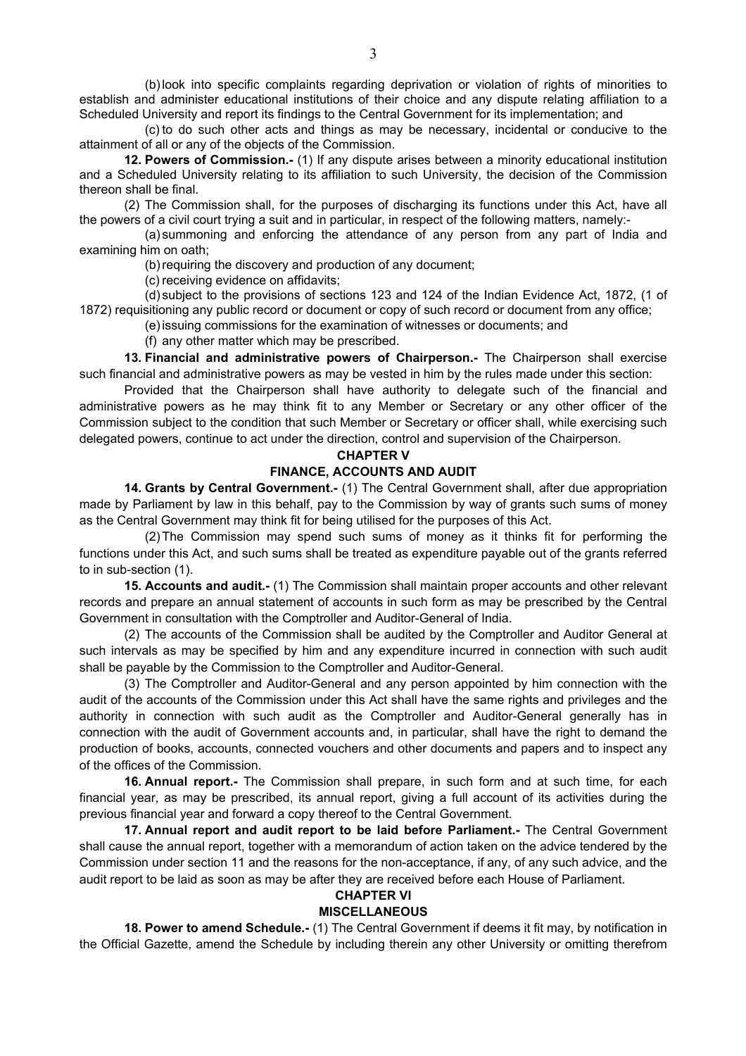(b) look into specific complaints regarding deprivation or violation of rights of minorities to establish and administer educational institutions of their choice and any dispute relating affiliation to a Scheduled University and report its findings to the Central Government for its implementation; and

(c) to do such other acts and things as may be necessary, incidental or conducive to the attainment of all or any of the objects of the Commission.

**12. Powers of Commission.-** (1) If any dispute arises between a minority educational institution and a Scheduled University relating to its affiliation to such University, the decision of the Commission thereon shall be final.

(2) The Commission shall, for the purposes of discharging its functions under this Act, have all the powers of a civil court trying a suit and in particular, in respect of the following matters, namely:-

(a) summoning and enforcing the attendance of any person from any part of India and examining him on oath;

(b) requiring the discovery and production of any document;

(c) receiving evidence on affidavits;

(d) subject to the provisions of sections 123 and 124 of the Indian Evidence Act, 1872, (1 of 1872) requisitioning any public record or document or copy of such record or document from any office;

(e) issuing commissions for the examination of witnesses or documents; and

(f) any other matter which may be prescribed.

**13. Financial and administrative powers of Chairperson.-** The Chairperson shall exercise such financial and administrative powers as may be vested in him by the rules made under this section:

Provided that the Chairperson shall have authority to delegate such of the financial and administrative powers as he may think fit to any Member or Secretary or any other officer of the Commission subject to the condition that such Member or Secretary or officer shall, while exercising such delegated powers, continue to act under the direction, control and supervision of the Chairperson.

## CHAPTER V

## FINANCE, ACCOUNTS AND AUDIT

**14. Grants by Central Government.-** (1) The Central Government shall, after due appropriation made by Parliament by law in this behalf, pay to the Commission by way of grants such sums of money as the Central Government may think fit for being utilised for the purposes of this Act.

(2) The Commission may spend such sums of money as it thinks fit for performing the functions under this Act, and such sums shall be treated as expenditure payable out of the grants referred to in sub-section (1).

**15. Accounts and audit.-** (1) The Commission shall maintain proper accounts and other relevant records and prepare an annual statement of accounts in such form as may be prescribed by the Central Government in consultation with the Comptroller and Auditor-General of India.

(2) The accounts of the Commission shall be audited by the Comptroller and Auditor General at such intervals as may be specified by him and any expenditure incurred in connection with such audit shall be payable by the Commission to the Comptroller and Auditor-General.

(3) The Comptroller and Auditor-General and any person appointed by him connection with the audit of the accounts of the Commission under this Act shall have the same rights and privileges and the authority in connection with such audit as the Comptroller and Auditor-General generally has in connection with the audit of Government accounts and, in particular, shall have the right to demand the production of books, accounts, connected vouchers and other documents and papers and to inspect any of the offices of the Commission.

**16. Annual report.-** The Commission shall prepare, in such form and at such time, for each financial year, as may be prescribed, its annual report, giving a full account of its activities during the previous financial year and forward a copy thereof to the Central Government.

**17. Annual report and audit report to be laid before Parliament.-** The Central Government shall cause the annual report, together with a memorandum of action taken on the advice tendered by the Commission under section 11 and the reasons for the non-acceptance, if any, of any such advice, and the audit report to be laid as soon as may be after they are received before each House of Parliament.

## CHAPTER VI

## MISCELLANEOUS

**18. Power to amend Schedule.-** (1) The Central Government if deems it fit may, by notification in the Official Gazette, amend the Schedule by including therein any other University or omitting therefrom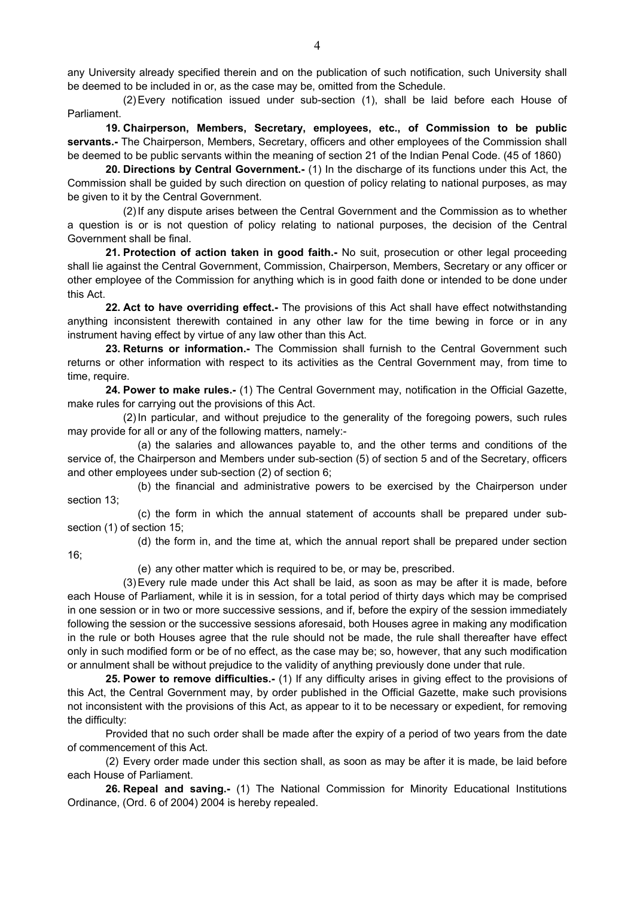any University already specified therein and on the publication of such notification, such University shall be deemed to be included in or, as the case may be, omitted from the Schedule.

(2) Every notification issued under sub-section (1), shall be laid before each House of Parliament.

**19. Chairperson, Members, Secretary, employees, etc., of Commission to be public servants.-** The Chairperson, Members, Secretary, officers and other employees of the Commission shall be deemed to be public servants within the meaning of section 21 of the Indian Penal Code. (45 of 1860)

**20. Directions by Central Government.-** (1) In the discharge of its functions under this Act, the Commission shall be guided by such direction on question of policy relating to national purposes, as may be given to it by the Central Government.

(2) If any dispute arises between the Central Government and the Commission as to whether a question is or is not question of policy relating to national purposes, the decision of the Central Government shall be final.

**21. Protection of action taken in good faith.-** No suit, prosecution or other legal proceeding shall lie against the Central Government, Commission, Chairperson, Members, Secretary or any officer or other employee of the Commission for anything which is in good faith done or intended to be done under this Act.

**22. Act to have overriding effect.-** The provisions of this Act shall have effect notwithstanding anything inconsistent therewith contained in any other law for the time bewing in force or in any instrument having effect by virtue of any law other than this Act.

**23. Returns or information.-** The Commission shall furnish to the Central Government such returns or other information with respect to its activities as the Central Government may, from time to time, require.

**24. Power to make rules.-** (1) The Central Government may, notification in the Official Gazette, make rules for carrying out the provisions of this Act.

(2) In particular, and without prejudice to the generality of the foregoing powers, such rules may provide for all or any of the following matters, namely:-

(a) the salaries and allowances payable to, and the other terms and conditions of the service of, the Chairperson and Members under sub-section (5) of section 5 and of the Secretary, officers and other employees under sub-section (2) of section 6;

(b) the financial and administrative powers to be exercised by the Chairperson under section 13;

(c) the form in which the annual statement of accounts shall be prepared under sub-section (1) of section 15;

(d) the form in, and the time at, which the annual report shall be prepared under section 16;

(e) any other matter which is required to be, or may be, prescribed.

(3) Every rule made under this Act shall be laid, as soon as may be after it is made, before each House of Parliament, while it is in session, for a total period of thirty days which may be comprised in one session or in two or more successive sessions, and if, before the expiry of the session immediately following the session or the successive sessions aforesaid, both Houses agree in making any modification in the rule or both Houses agree that the rule should not be made, the rule shall thereafter have effect only in such modified form or be of no effect, as the case may be; so, however, that any such modification or annulment shall be without prejudice to the validity of anything previously done under that rule.

**25. Power to remove difficulties.-** (1) If any difficulty arises in giving effect to the provisions of this Act, the Central Government may, by order published in the Official Gazette, make such provisions not inconsistent with the provisions of this Act, as appear to it to be necessary or expedient, for removing the difficulty:

Provided that no such order shall be made after the expiry of a period of two years from the date of commencement of this Act.

(2) Every order made under this section shall, as soon as may be after it is made, be laid before each House of Parliament.

**26. Repeal and saving.-** (1) The National Commission for Minority Educational Institutions Ordinance, (Ord. 6 of 2004) 2004 is hereby repealed.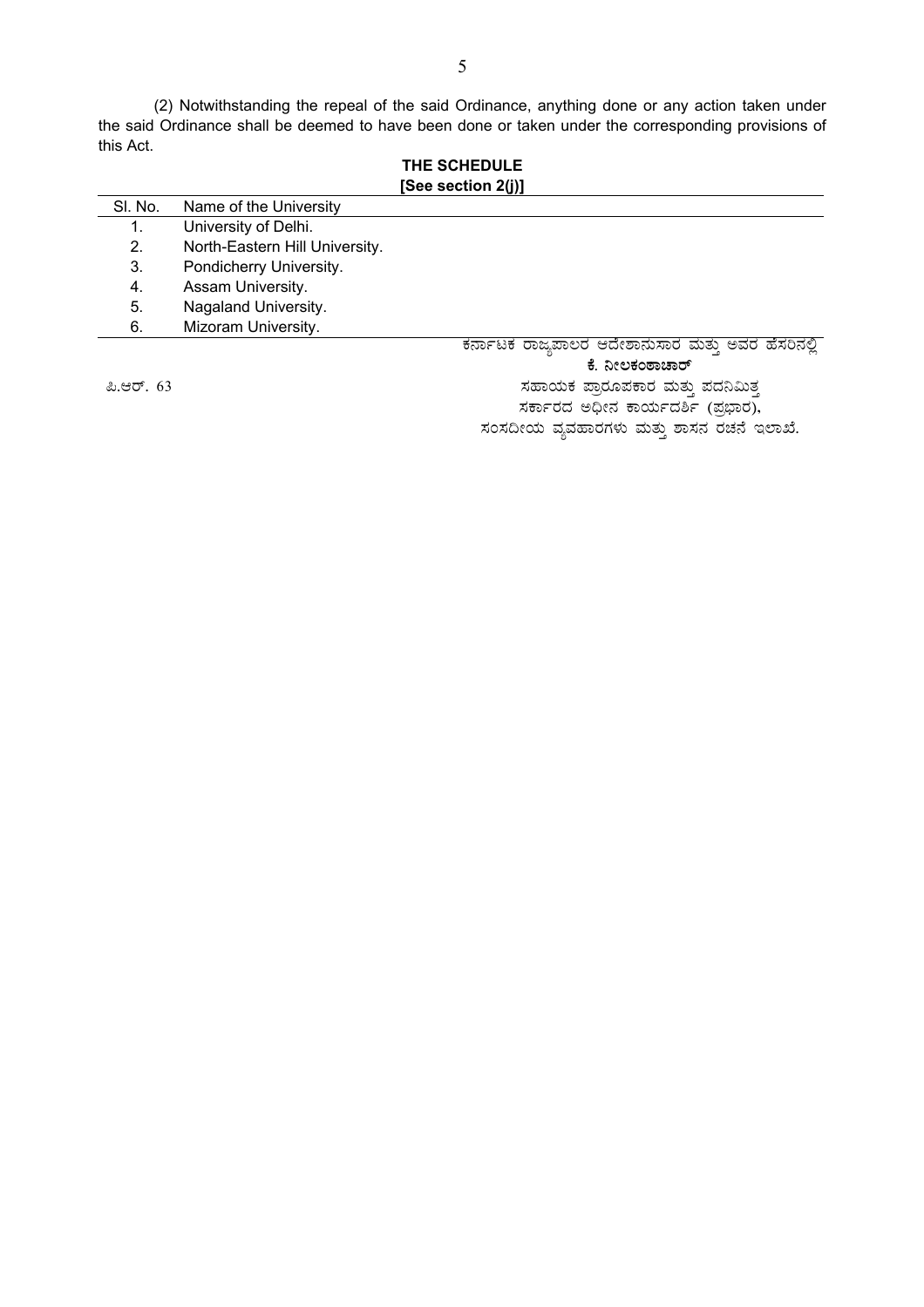(2) Notwithstanding the repeal of the said Ordinance, anything done or any action taken under the said Ordinance shall be deemed to have been done or taken under the corresponding provisions of this Act.

**THE SCHEDULE**
**[See section 2(j)]**

| Sl. No. | Name of the University |
|---|---|
| 1. | University of Delhi. |
| 2. | North-Eastern Hill University. |
| 3. | Pondicherry University. |
| 4. | Assam University. |
| 5. | Nagaland University. |
| 6. | Mizoram University. |

ಕರ್ನಾಟಕ ರಾಜ್ಯಪಾಲರ ಆದೇಶಾನುಸಾರ ಮತ್ತು ಅವರ ಹೆಸರಿನಲ್ಲಿ

**ಕೆ. ನೀಲಕಂಠಾಚಾರ್**

ಸಹಾಯಕ ಪ್ರಾರೂಪಕಾರ ಮತ್ತು ಪದನಿಮಿತ್ತ

ಸರ್ಕಾರದ ಅಧೀನ ಕಾರ್ಯದರ್ಶಿ (ಪ್ರಭಾರ),

ಸಂಸದೀಯ ವ್ಯವಹಾರಗಳು ಮತ್ತು ಶಾಸನ ರಚನೆ ಇಲಾಖೆ.

ಪಿ.ಆರ್. 63